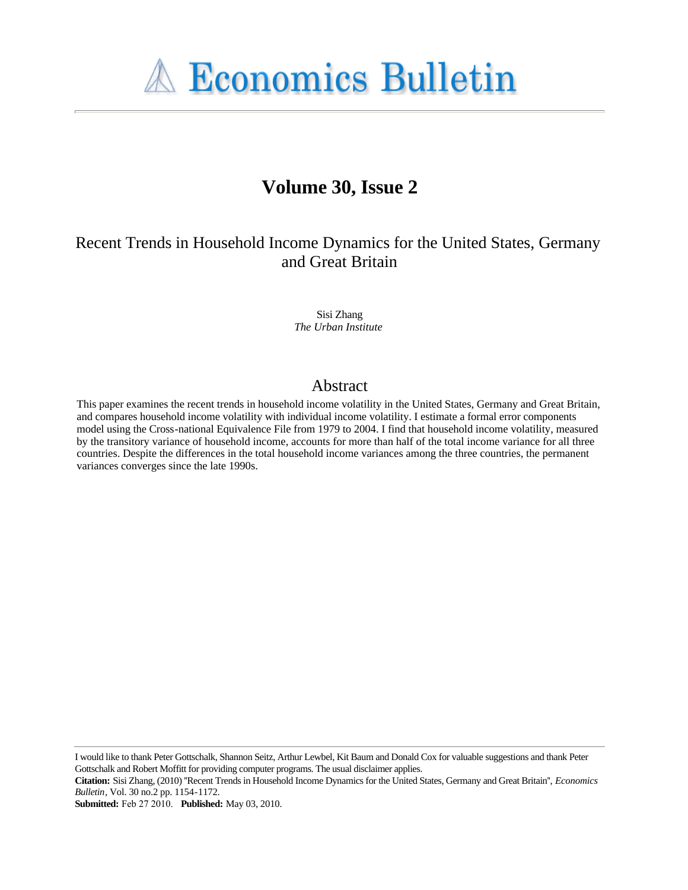# Economics Bulletin

## Volume 30, Issue 2

### Recent Trends in Household Income Dynamics for the United States, Germany and Great Britain

Sisi Zhang
*The Urban Institute*

## Abstract

This paper examines the recent trends in household income volatility in the United States, Germany and Great Britain, and compares household income volatility with individual income volatility. I estimate a formal error components model using the Cross-national Equivalence File from 1979 to 2004. I find that household income volatility, measured by the transitory variance of household income, accounts for more than half of the total income variance for all three countries. Despite the differences in the total household income variances among the three countries, the permanent variances converges since the late 1990s.

---

I would like to thank Peter Gottschalk, Shannon Seitz, Arthur Lewbel, Kit Baum and Donald Cox for valuable suggestions and thank Peter Gottschalk and Robert Moffitt for providing computer programs. The usual disclaimer applies.

**Citation:** Sisi Zhang, (2010) "Recent Trends in Household Income Dynamics for the United States, Germany and Great Britain", *Economics Bulletin*, Vol. 30 no.2 pp. 1154-1172.

**Submitted:** Feb 27 2010. **Published:** May 03, 2010.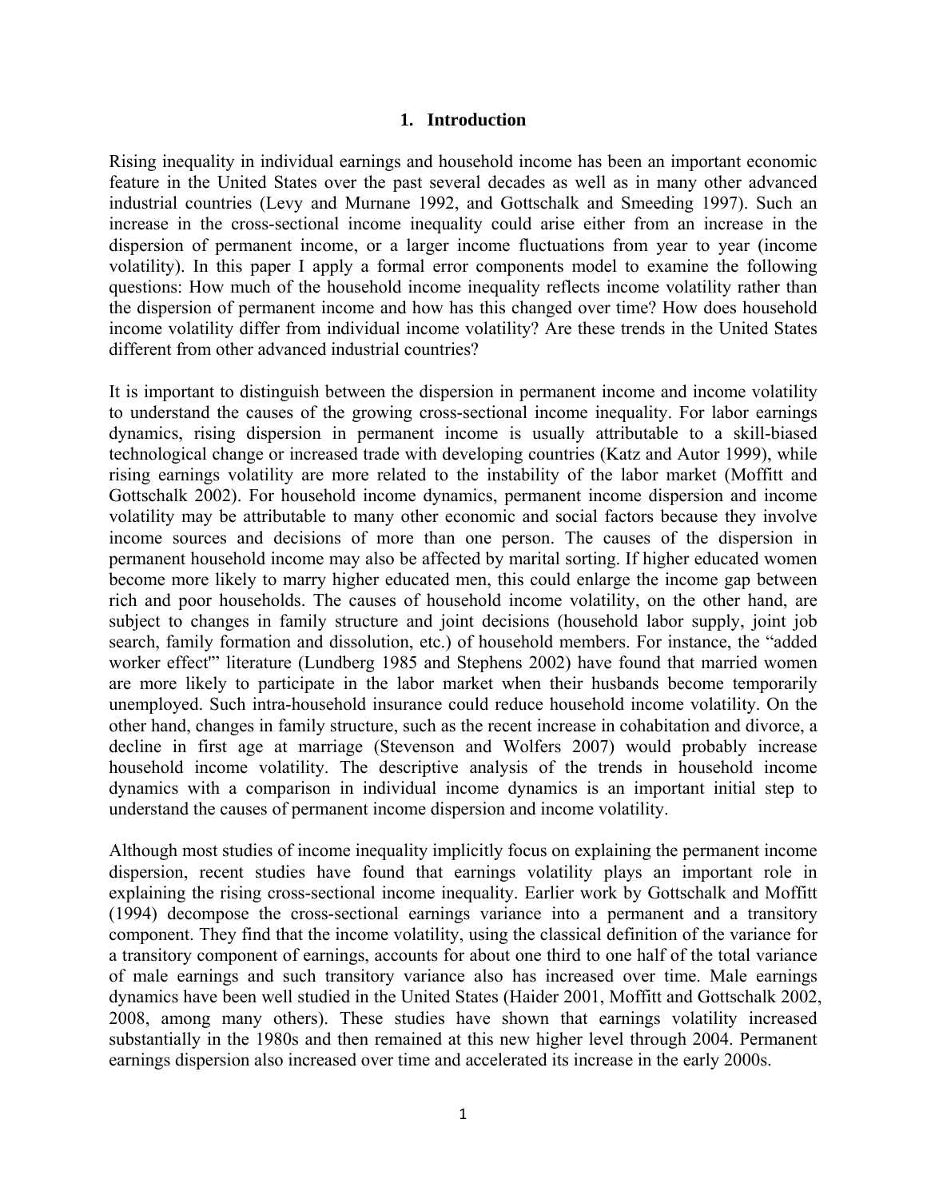## 1. Introduction

Rising inequality in individual earnings and household income has been an important economic feature in the United States over the past several decades as well as in many other advanced industrial countries (Levy and Murnane 1992, and Gottschalk and Smeeding 1997). Such an increase in the cross-sectional income inequality could arise either from an increase in the dispersion of permanent income, or a larger income fluctuations from year to year (income volatility). In this paper I apply a formal error components model to examine the following questions: How much of the household income inequality reflects income volatility rather than the dispersion of permanent income and how has this changed over time? How does household income volatility differ from individual income volatility? Are these trends in the United States different from other advanced industrial countries?

It is important to distinguish between the dispersion in permanent income and income volatility to understand the causes of the growing cross-sectional income inequality. For labor earnings dynamics, rising dispersion in permanent income is usually attributable to a skill-biased technological change or increased trade with developing countries (Katz and Autor 1999), while rising earnings volatility are more related to the instability of the labor market (Moffitt and Gottschalk 2002). For household income dynamics, permanent income dispersion and income volatility may be attributable to many other economic and social factors because they involve income sources and decisions of more than one person. The causes of the dispersion in permanent household income may also be affected by marital sorting. If higher educated women become more likely to marry higher educated men, this could enlarge the income gap between rich and poor households. The causes of household income volatility, on the other hand, are subject to changes in family structure and joint decisions (household labor supply, joint job search, family formation and dissolution, etc.) of household members. For instance, the "added worker effect'" literature (Lundberg 1985 and Stephens 2002) have found that married women are more likely to participate in the labor market when their husbands become temporarily unemployed. Such intra-household insurance could reduce household income volatility. On the other hand, changes in family structure, such as the recent increase in cohabitation and divorce, a decline in first age at marriage (Stevenson and Wolfers 2007) would probably increase household income volatility. The descriptive analysis of the trends in household income dynamics with a comparison in individual income dynamics is an important initial step to understand the causes of permanent income dispersion and income volatility.

Although most studies of income inequality implicitly focus on explaining the permanent income dispersion, recent studies have found that earnings volatility plays an important role in explaining the rising cross-sectional income inequality. Earlier work by Gottschalk and Moffitt (1994) decompose the cross-sectional earnings variance into a permanent and a transitory component. They find that the income volatility, using the classical definition of the variance for a transitory component of earnings, accounts for about one third to one half of the total variance of male earnings and such transitory variance also has increased over time. Male earnings dynamics have been well studied in the United States (Haider 2001, Moffitt and Gottschalk 2002, 2008, among many others). These studies have shown that earnings volatility increased substantially in the 1980s and then remained at this new higher level through 2004. Permanent earnings dispersion also increased over time and accelerated its increase in the early 2000s.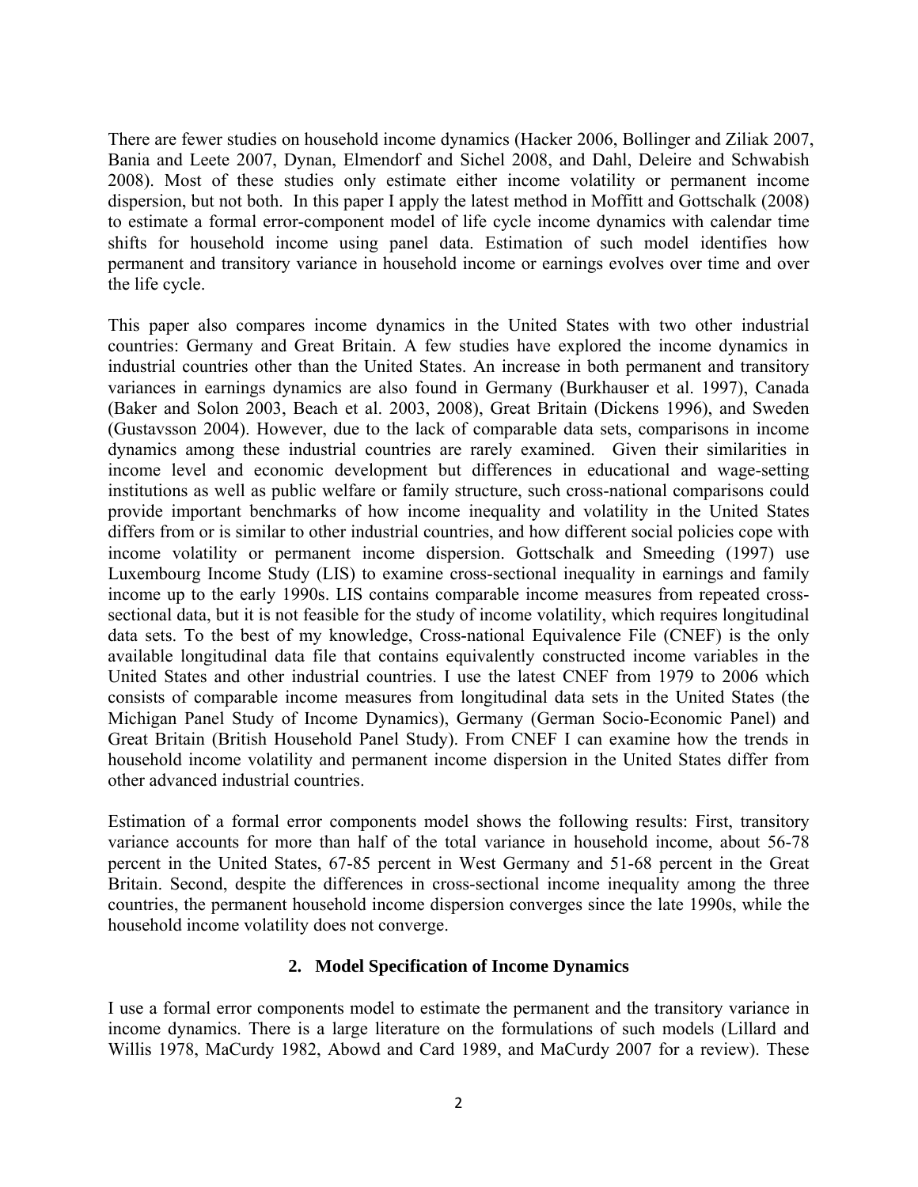There are fewer studies on household income dynamics (Hacker 2006, Bollinger and Ziliak 2007, Bania and Leete 2007, Dynan, Elmendorf and Sichel 2008, and Dahl, Deleire and Schwabish 2008). Most of these studies only estimate either income volatility or permanent income dispersion, but not both. In this paper I apply the latest method in Moffitt and Gottschalk (2008) to estimate a formal error-component model of life cycle income dynamics with calendar time shifts for household income using panel data. Estimation of such model identifies how permanent and transitory variance in household income or earnings evolves over time and over the life cycle.

This paper also compares income dynamics in the United States with two other industrial countries: Germany and Great Britain. A few studies have explored the income dynamics in industrial countries other than the United States. An increase in both permanent and transitory variances in earnings dynamics are also found in Germany (Burkhauser et al. 1997), Canada (Baker and Solon 2003, Beach et al. 2003, 2008), Great Britain (Dickens 1996), and Sweden (Gustavsson 2004). However, due to the lack of comparable data sets, comparisons in income dynamics among these industrial countries are rarely examined. Given their similarities in income level and economic development but differences in educational and wage-setting institutions as well as public welfare or family structure, such cross-national comparisons could provide important benchmarks of how income inequality and volatility in the United States differs from or is similar to other industrial countries, and how different social policies cope with income volatility or permanent income dispersion. Gottschalk and Smeeding (1997) use Luxembourg Income Study (LIS) to examine cross-sectional inequality in earnings and family income up to the early 1990s. LIS contains comparable income measures from repeated cross-sectional data, but it is not feasible for the study of income volatility, which requires longitudinal data sets. To the best of my knowledge, Cross-national Equivalence File (CNEF) is the only available longitudinal data file that contains equivalently constructed income variables in the United States and other industrial countries. I use the latest CNEF from 1979 to 2006 which consists of comparable income measures from longitudinal data sets in the United States (the Michigan Panel Study of Income Dynamics), Germany (German Socio-Economic Panel) and Great Britain (British Household Panel Study). From CNEF I can examine how the trends in household income volatility and permanent income dispersion in the United States differ from other advanced industrial countries.

Estimation of a formal error components model shows the following results: First, transitory variance accounts for more than half of the total variance in household income, about 56-78 percent in the United States, 67-85 percent in West Germany and 51-68 percent in the Great Britain. Second, despite the differences in cross-sectional income inequality among the three countries, the permanent household income dispersion converges since the late 1990s, while the household income volatility does not converge.

## 2. Model Specification of Income Dynamics

I use a formal error components model to estimate the permanent and the transitory variance in income dynamics. There is a large literature on the formulations of such models (Lillard and Willis 1978, MaCurdy 1982, Abowd and Card 1989, and MaCurdy 2007 for a review). These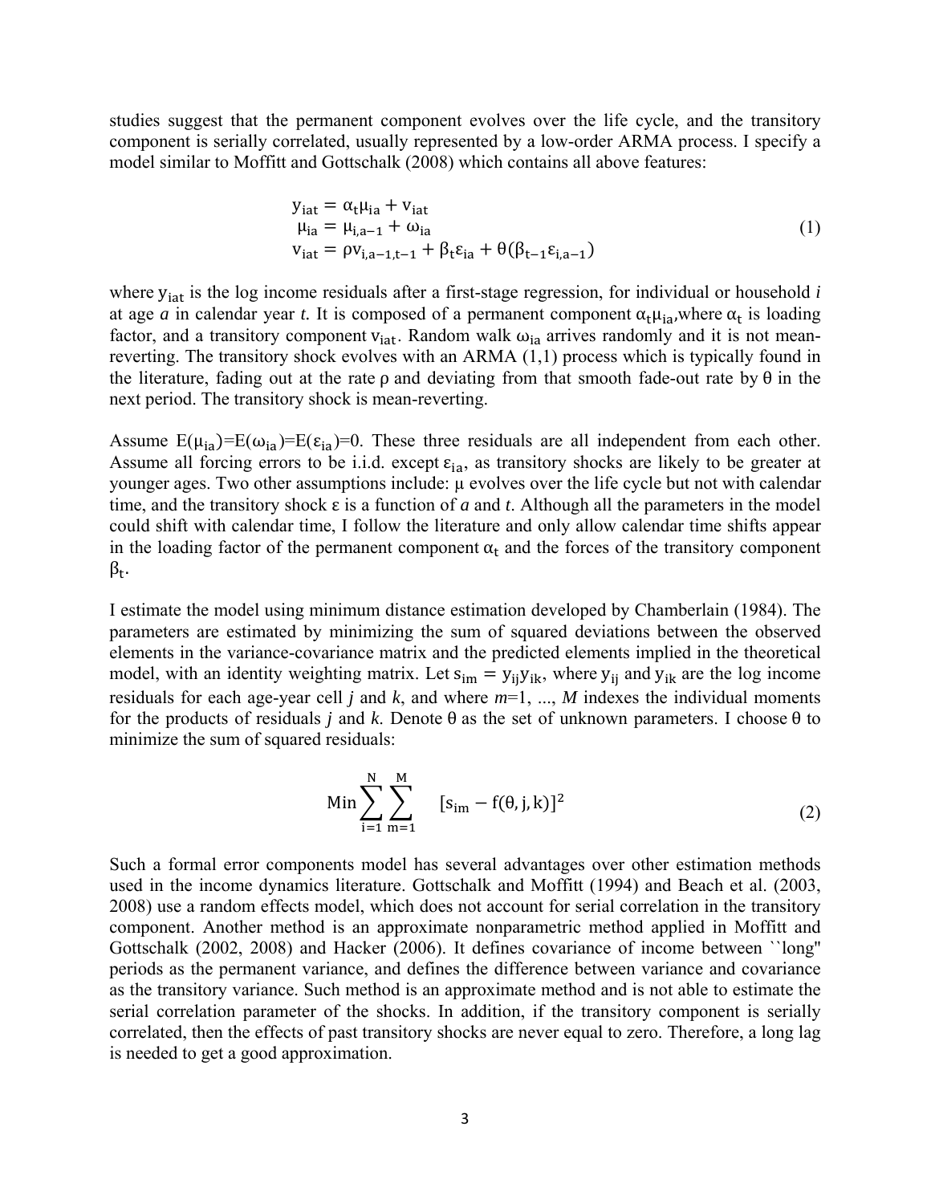studies suggest that the permanent component evolves over the life cycle, and the transitory component is serially correlated, usually represented by a low-order ARMA process. I specify a model similar to Moffitt and Gottschalk (2008) which contains all above features:

$$
\begin{aligned}
y_{iat} &= \alpha_t \mu_{ia} + v_{iat} \\
\mu_{ia} &= \mu_{i,a-1} + \omega_{ia} \\
v_{iat} &= \rho v_{i,a-1,t-1} + \beta_t \varepsilon_{ia} + \theta(\beta_{t-1} \varepsilon_{i,a-1})
\end{aligned}
\tag{1}
$$

where $y_{iat}$ is the log income residuals after a first-stage regression, for individual or household *i* at age *a* in calendar year *t*. It is composed of a permanent component $\alpha_t \mu_{ia}$, where $\alpha_t$ is loading factor, and a transitory component $v_{iat}$. Random walk $\omega_{ia}$ arrives randomly and it is not mean-reverting. The transitory shock evolves with an ARMA (1,1) process which is typically found in the literature, fading out at the rate $\rho$ and deviating from that smooth fade-out rate by $\theta$ in the next period. The transitory shock is mean-reverting.

Assume $E(\mu_{ia})=E(\omega_{ia})=E(\varepsilon_{ia})=0$. These three residuals are all independent from each other. Assume all forcing errors to be i.i.d. except $\varepsilon_{ia}$, as transitory shocks are likely to be greater at younger ages. Two other assumptions include: $\mu$ evolves over the life cycle but not with calendar time, and the transitory shock $\varepsilon$ is a function of *a* and *t*. Although all the parameters in the model could shift with calendar time, I follow the literature and only allow calendar time shifts appear in the loading factor of the permanent component $\alpha_t$ and the forces of the transitory component $\beta_t$.

I estimate the model using minimum distance estimation developed by Chamberlain (1984). The parameters are estimated by minimizing the sum of squared deviations between the observed elements in the variance-covariance matrix and the predicted elements implied in the theoretical model, with an identity weighting matrix. Let $s_{im} = y_{ij} y_{ik}$, where $y_{ij}$ and $y_{ik}$ are the log income residuals for each age-year cell *j* and *k*, and where *m*=1, ..., *M* indexes the individual moments for the products of residuals *j* and *k*. Denote $\theta$ as the set of unknown parameters. I choose $\theta$ to minimize the sum of squared residuals:

$$
\text{Min} \sum_{i=1}^{N} \sum_{m=1}^{M} [s_{im} - f(\theta, j, k)]^2 \tag{2}
$$

Such a formal error components model has several advantages over other estimation methods used in the income dynamics literature. Gottschalk and Moffitt (1994) and Beach et al. (2003, 2008) use a random effects model, which does not account for serial correlation in the transitory component. Another method is an approximate nonparametric method applied in Moffitt and Gottschalk (2002, 2008) and Hacker (2006). It defines covariance of income between ``long'' periods as the permanent variance, and defines the difference between variance and covariance as the transitory variance. Such method is an approximate method and is not able to estimate the serial correlation parameter of the shocks. In addition, if the transitory component is serially correlated, then the effects of past transitory shocks are never equal to zero. Therefore, a long lag is needed to get a good approximation.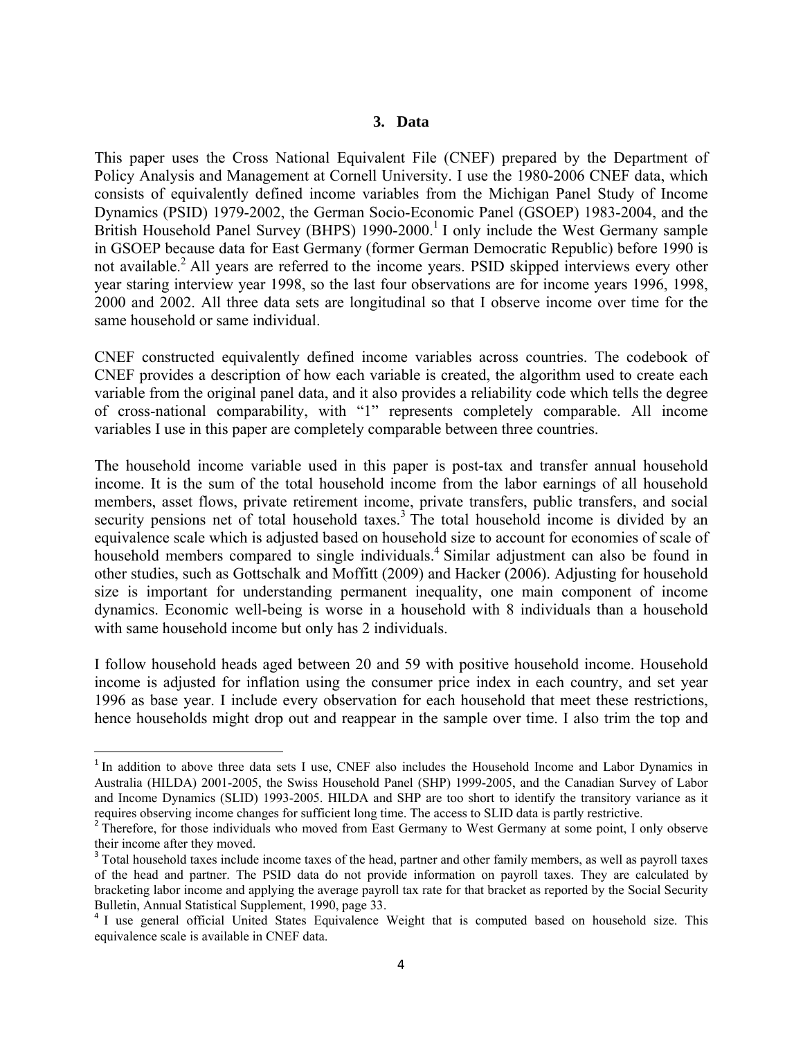## 3. Data

This paper uses the Cross National Equivalent File (CNEF) prepared by the Department of Policy Analysis and Management at Cornell University. I use the 1980-2006 CNEF data, which consists of equivalently defined income variables from the Michigan Panel Study of Income Dynamics (PSID) 1979-2002, the German Socio-Economic Panel (GSOEP) 1983-2004, and the British Household Panel Survey (BHPS) 1990-2000.[1] I only include the West Germany sample in GSOEP because data for East Germany (former German Democratic Republic) before 1990 is not available.[2] All years are referred to the income years. PSID skipped interviews every other year staring interview year 1998, so the last four observations are for income years 1996, 1998, 2000 and 2002. All three data sets are longitudinal so that I observe income over time for the same household or same individual.

CNEF constructed equivalently defined income variables across countries. The codebook of CNEF provides a description of how each variable is created, the algorithm used to create each variable from the original panel data, and it also provides a reliability code which tells the degree of cross-national comparability, with "1" represents completely comparable. All income variables I use in this paper are completely comparable between three countries.

The household income variable used in this paper is post-tax and transfer annual household income. It is the sum of the total household income from the labor earnings of all household members, asset flows, private retirement income, private transfers, public transfers, and social security pensions net of total household taxes.[3] The total household income is divided by an equivalence scale which is adjusted based on household size to account for economies of scale of household members compared to single individuals.[4] Similar adjustment can also be found in other studies, such as Gottschalk and Moffitt (2009) and Hacker (2006). Adjusting for household size is important for understanding permanent inequality, one main component of income dynamics. Economic well-being is worse in a household with 8 individuals than a household with same household income but only has 2 individuals.

I follow household heads aged between 20 and 59 with positive household income. Household income is adjusted for inflation using the consumer price index in each country, and set year 1996 as base year. I include every observation for each household that meet these restrictions, hence households might drop out and reappear in the sample over time. I also trim the top and

---

[1] In addition to above three data sets I use, CNEF also includes the Household Income and Labor Dynamics in Australia (HILDA) 2001-2005, the Swiss Household Panel (SHP) 1999-2005, and the Canadian Survey of Labor and Income Dynamics (SLID) 1993-2005. HILDA and SHP are too short to identify the transitory variance as it requires observing income changes for sufficient long time. The access to SLID data is partly restrictive.

[2] Therefore, for those individuals who moved from East Germany to West Germany at some point, I only observe their income after they moved.

[3] Total household taxes include income taxes of the head, partner and other family members, as well as payroll taxes of the head and partner. The PSID data do not provide information on payroll taxes. They are calculated by bracketing labor income and applying the average payroll tax rate for that bracket as reported by the Social Security Bulletin, Annual Statistical Supplement, 1990, page 33.

[4] I use general official United States Equivalence Weight that is computed based on household size. This equivalence scale is available in CNEF data.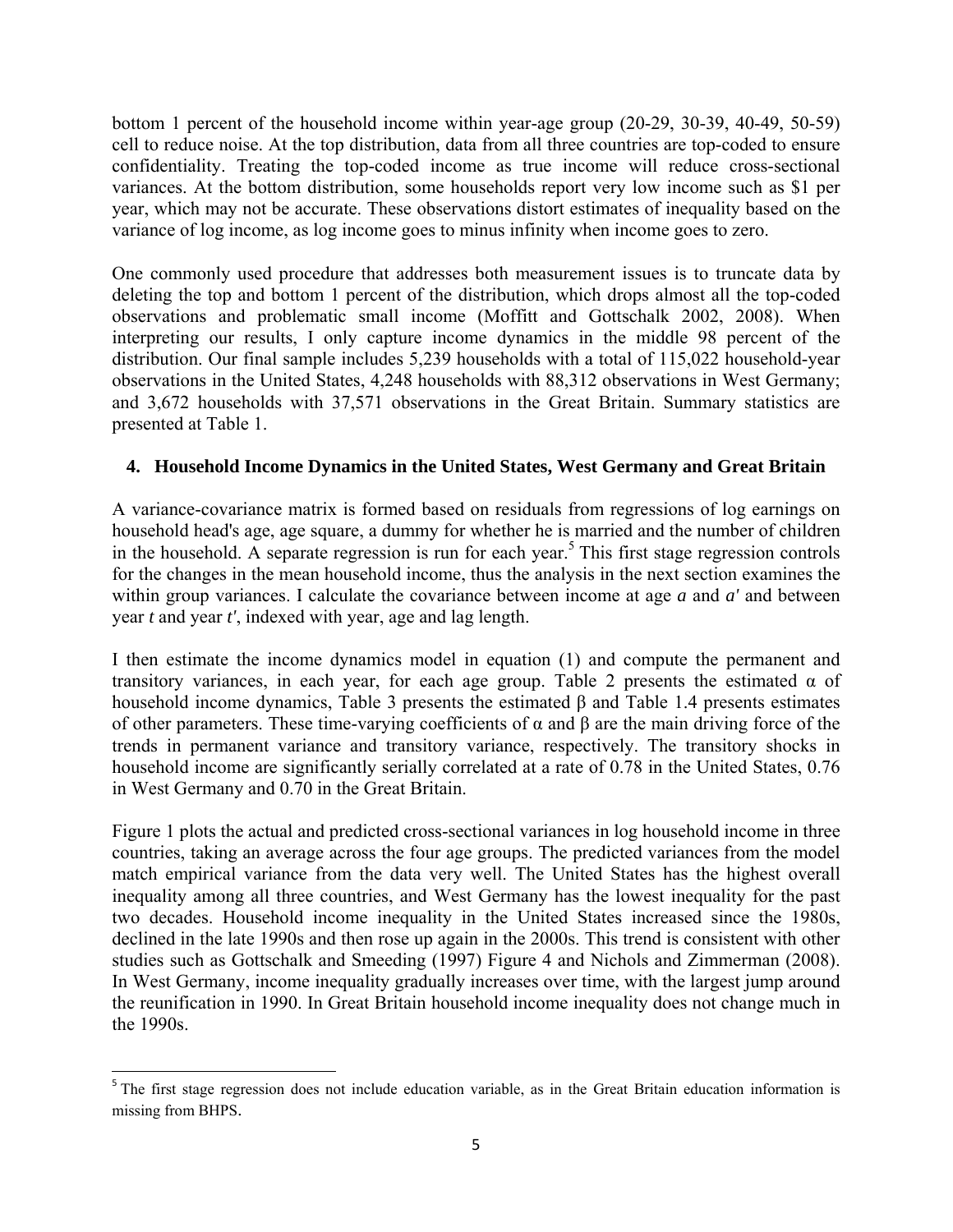bottom 1 percent of the household income within year-age group (20-29, 30-39, 40-49, 50-59) cell to reduce noise. At the top distribution, data from all three countries are top-coded to ensure confidentiality. Treating the top-coded income as true income will reduce cross-sectional variances. At the bottom distribution, some households report very low income such as \$1 per year, which may not be accurate. These observations distort estimates of inequality based on the variance of log income, as log income goes to minus infinity when income goes to zero.

One commonly used procedure that addresses both measurement issues is to truncate data by deleting the top and bottom 1 percent of the distribution, which drops almost all the top-coded observations and problematic small income (Moffitt and Gottschalk 2002, 2008). When interpreting our results, I only capture income dynamics in the middle 98 percent of the distribution. Our final sample includes 5,239 households with a total of 115,022 household-year observations in the United States, 4,248 households with 88,312 observations in West Germany; and 3,672 households with 37,571 observations in the Great Britain. Summary statistics are presented at Table 1.

## 4. Household Income Dynamics in the United States, West Germany and Great Britain

A variance-covariance matrix is formed based on residuals from regressions of log earnings on household head's age, age square, a dummy for whether he is married and the number of children in the household. A separate regression is run for each year.[5] This first stage regression controls for the changes in the mean household income, thus the analysis in the next section examines the within group variances. I calculate the covariance between income at age $a$ and $a'$ and between year $t$ and year $t'$, indexed with year, age and lag length.

I then estimate the income dynamics model in equation (1) and compute the permanent and transitory variances, in each year, for each age group. Table 2 presents the estimated $\alpha$ of household income dynamics, Table 3 presents the estimated $\beta$ and Table 1.4 presents estimates of other parameters. These time-varying coefficients of $\alpha$ and $\beta$ are the main driving force of the trends in permanent variance and transitory variance, respectively. The transitory shocks in household income are significantly serially correlated at a rate of 0.78 in the United States, 0.76 in West Germany and 0.70 in the Great Britain.

Figure 1 plots the actual and predicted cross-sectional variances in log household income in three countries, taking an average across the four age groups. The predicted variances from the model match empirical variance from the data very well. The United States has the highest overall inequality among all three countries, and West Germany has the lowest inequality for the past two decades. Household income inequality in the United States increased since the 1980s, declined in the late 1990s and then rose up again in the 2000s. This trend is consistent with other studies such as Gottschalk and Smeeding (1997) Figure 4 and Nichols and Zimmerman (2008). In West Germany, income inequality gradually increases over time, with the largest jump around the reunification in 1990. In Great Britain household income inequality does not change much in the 1990s.

[5] The first stage regression does not include education variable, as in the Great Britain education information is missing from BHPS.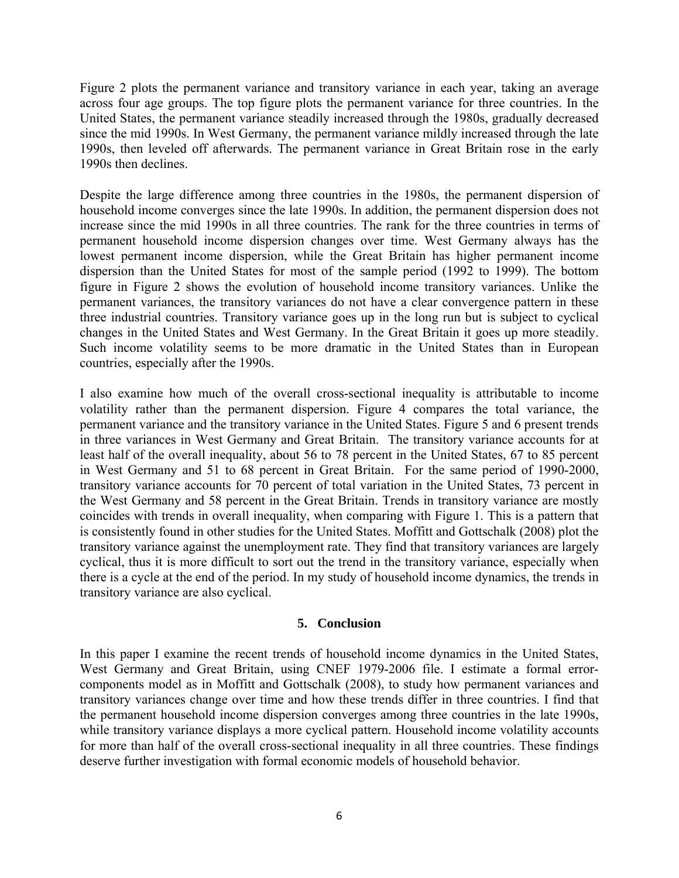Figure 2 plots the permanent variance and transitory variance in each year, taking an average across four age groups. The top figure plots the permanent variance for three countries. In the United States, the permanent variance steadily increased through the 1980s, gradually decreased since the mid 1990s. In West Germany, the permanent variance mildly increased through the late 1990s, then leveled off afterwards. The permanent variance in Great Britain rose in the early 1990s then declines.

Despite the large difference among three countries in the 1980s, the permanent dispersion of household income converges since the late 1990s. In addition, the permanent dispersion does not increase since the mid 1990s in all three countries. The rank for the three countries in terms of permanent household income dispersion changes over time. West Germany always has the lowest permanent income dispersion, while the Great Britain has higher permanent income dispersion than the United States for most of the sample period (1992 to 1999). The bottom figure in Figure 2 shows the evolution of household income transitory variances. Unlike the permanent variances, the transitory variances do not have a clear convergence pattern in these three industrial countries. Transitory variance goes up in the long run but is subject to cyclical changes in the United States and West Germany. In the Great Britain it goes up more steadily. Such income volatility seems to be more dramatic in the United States than in European countries, especially after the 1990s.

I also examine how much of the overall cross-sectional inequality is attributable to income volatility rather than the permanent dispersion. Figure 4 compares the total variance, the permanent variance and the transitory variance in the United States. Figure 5 and 6 present trends in three variances in West Germany and Great Britain. The transitory variance accounts for at least half of the overall inequality, about 56 to 78 percent in the United States, 67 to 85 percent in West Germany and 51 to 68 percent in Great Britain. For the same period of 1990-2000, transitory variance accounts for 70 percent of total variation in the United States, 73 percent in the West Germany and 58 percent in the Great Britain. Trends in transitory variance are mostly coincides with trends in overall inequality, when comparing with Figure 1. This is a pattern that is consistently found in other studies for the United States. Moffitt and Gottschalk (2008) plot the transitory variance against the unemployment rate. They find that transitory variances are largely cyclical, thus it is more difficult to sort out the trend in the transitory variance, especially when there is a cycle at the end of the period. In my study of household income dynamics, the trends in transitory variance are also cyclical.

## 5. Conclusion

In this paper I examine the recent trends of household income dynamics in the United States, West Germany and Great Britain, using CNEF 1979-2006 file. I estimate a formal error-components model as in Moffitt and Gottschalk (2008), to study how permanent variances and transitory variances change over time and how these trends differ in three countries. I find that the permanent household income dispersion converges among three countries in the late 1990s, while transitory variance displays a more cyclical pattern. Household income volatility accounts for more than half of the overall cross-sectional inequality in all three countries. These findings deserve further investigation with formal economic models of household behavior.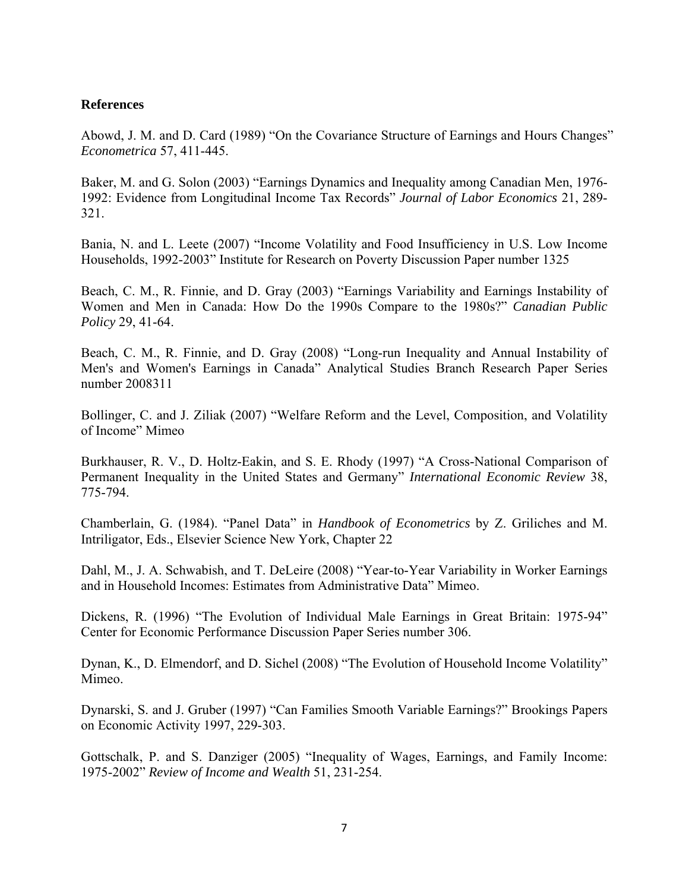**References**

Abowd, J. M. and D. Card (1989) "On the Covariance Structure of Earnings and Hours Changes" *Econometrica* 57, 411-445.

Baker, M. and G. Solon (2003) "Earnings Dynamics and Inequality among Canadian Men, 1976-1992: Evidence from Longitudinal Income Tax Records" *Journal of Labor Economics* 21, 289-321.

Bania, N. and L. Leete (2007) "Income Volatility and Food Insufficiency in U.S. Low Income Households, 1992-2003" Institute for Research on Poverty Discussion Paper number 1325

Beach, C. M., R. Finnie, and D. Gray (2003) "Earnings Variability and Earnings Instability of Women and Men in Canada: How Do the 1990s Compare to the 1980s?" *Canadian Public Policy* 29, 41-64.

Beach, C. M., R. Finnie, and D. Gray (2008) "Long-run Inequality and Annual Instability of Men's and Women's Earnings in Canada" Analytical Studies Branch Research Paper Series number 2008311

Bollinger, C. and J. Ziliak (2007) "Welfare Reform and the Level, Composition, and Volatility of Income" Mimeo

Burkhauser, R. V., D. Holtz-Eakin, and S. E. Rhody (1997) "A Cross-National Comparison of Permanent Inequality in the United States and Germany" *International Economic Review* 38, 775-794.

Chamberlain, G. (1984). "Panel Data" in *Handbook of Econometrics* by Z. Griliches and M. Intriligator, Eds., Elsevier Science New York, Chapter 22

Dahl, M., J. A. Schwabish, and T. DeLeire (2008) "Year-to-Year Variability in Worker Earnings and in Household Incomes: Estimates from Administrative Data" Mimeo.

Dickens, R. (1996) "The Evolution of Individual Male Earnings in Great Britain: 1975-94" Center for Economic Performance Discussion Paper Series number 306.

Dynan, K., D. Elmendorf, and D. Sichel (2008) "The Evolution of Household Income Volatility" Mimeo.

Dynarski, S. and J. Gruber (1997) "Can Families Smooth Variable Earnings?" Brookings Papers on Economic Activity 1997, 229-303.

Gottschalk, P. and S. Danziger (2005) "Inequality of Wages, Earnings, and Family Income: 1975-2002" *Review of Income and Wealth* 51, 231-254.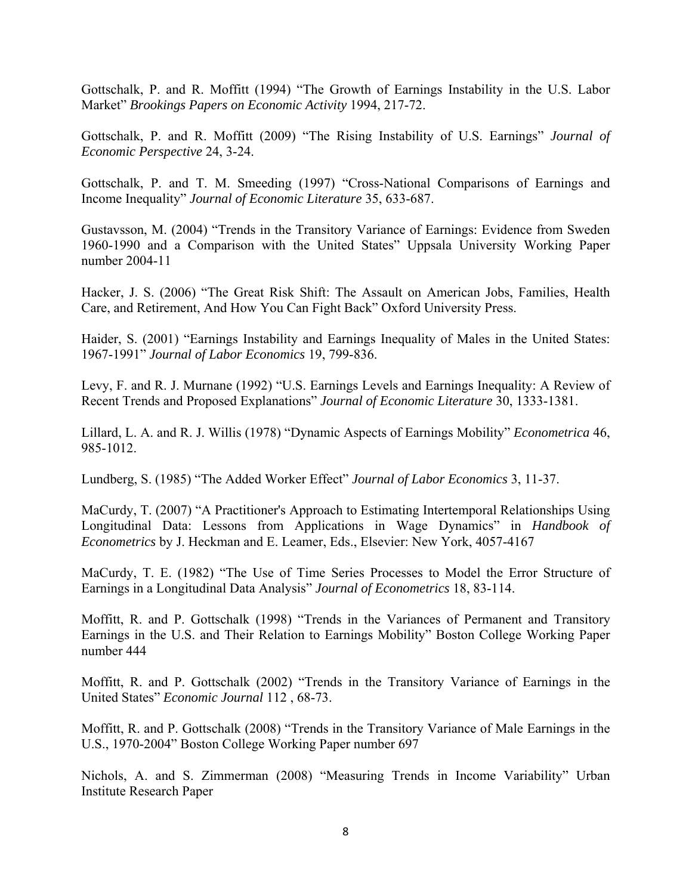Gottschalk, P. and R. Moffitt (1994) "The Growth of Earnings Instability in the U.S. Labor Market" *Brookings Papers on Economic Activity* 1994, 217-72.

Gottschalk, P. and R. Moffitt (2009) "The Rising Instability of U.S. Earnings" *Journal of Economic Perspective* 24, 3-24.

Gottschalk, P. and T. M. Smeeding (1997) "Cross-National Comparisons of Earnings and Income Inequality" *Journal of Economic Literature* 35, 633-687.

Gustavsson, M. (2004) "Trends in the Transitory Variance of Earnings: Evidence from Sweden 1960-1990 and a Comparison with the United States" Uppsala University Working Paper number 2004-11

Hacker, J. S. (2006) "The Great Risk Shift: The Assault on American Jobs, Families, Health Care, and Retirement, And How You Can Fight Back" Oxford University Press.

Haider, S. (2001) "Earnings Instability and Earnings Inequality of Males in the United States: 1967-1991" *Journal of Labor Economics* 19, 799-836.

Levy, F. and R. J. Murnane (1992) "U.S. Earnings Levels and Earnings Inequality: A Review of Recent Trends and Proposed Explanations" *Journal of Economic Literature* 30, 1333-1381.

Lillard, L. A. and R. J. Willis (1978) "Dynamic Aspects of Earnings Mobility" *Econometrica* 46, 985-1012.

Lundberg, S. (1985) "The Added Worker Effect" *Journal of Labor Economics* 3, 11-37.

MaCurdy, T. (2007) "A Practitioner's Approach to Estimating Intertemporal Relationships Using Longitudinal Data: Lessons from Applications in Wage Dynamics" in *Handbook of Econometrics* by J. Heckman and E. Leamer, Eds., Elsevier: New York, 4057-4167

MaCurdy, T. E. (1982) "The Use of Time Series Processes to Model the Error Structure of Earnings in a Longitudinal Data Analysis" *Journal of Econometrics* 18, 83-114.

Moffitt, R. and P. Gottschalk (1998) "Trends in the Variances of Permanent and Transitory Earnings in the U.S. and Their Relation to Earnings Mobility" Boston College Working Paper number 444

Moffitt, R. and P. Gottschalk (2002) "Trends in the Transitory Variance of Earnings in the United States" *Economic Journal* 112 , 68-73.

Moffitt, R. and P. Gottschalk (2008) "Trends in the Transitory Variance of Male Earnings in the U.S., 1970-2004" Boston College Working Paper number 697

Nichols, A. and S. Zimmerman (2008) "Measuring Trends in Income Variability" Urban Institute Research Paper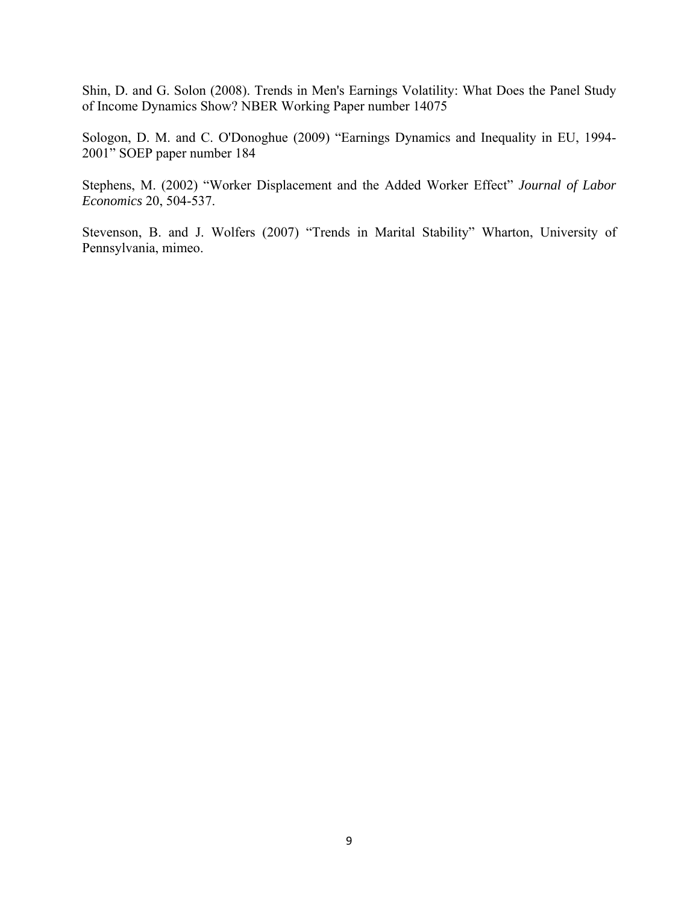Shin, D. and G. Solon (2008). Trends in Men's Earnings Volatility: What Does the Panel Study of Income Dynamics Show? NBER Working Paper number 14075

Sologon, D. M. and C. O'Donoghue (2009) "Earnings Dynamics and Inequality in EU, 1994-2001" SOEP paper number 184

Stephens, M. (2002) "Worker Displacement and the Added Worker Effect" *Journal of Labor Economics* 20, 504-537.

Stevenson, B. and J. Wolfers (2007) "Trends in Marital Stability" Wharton, University of Pennsylvania, mimeo.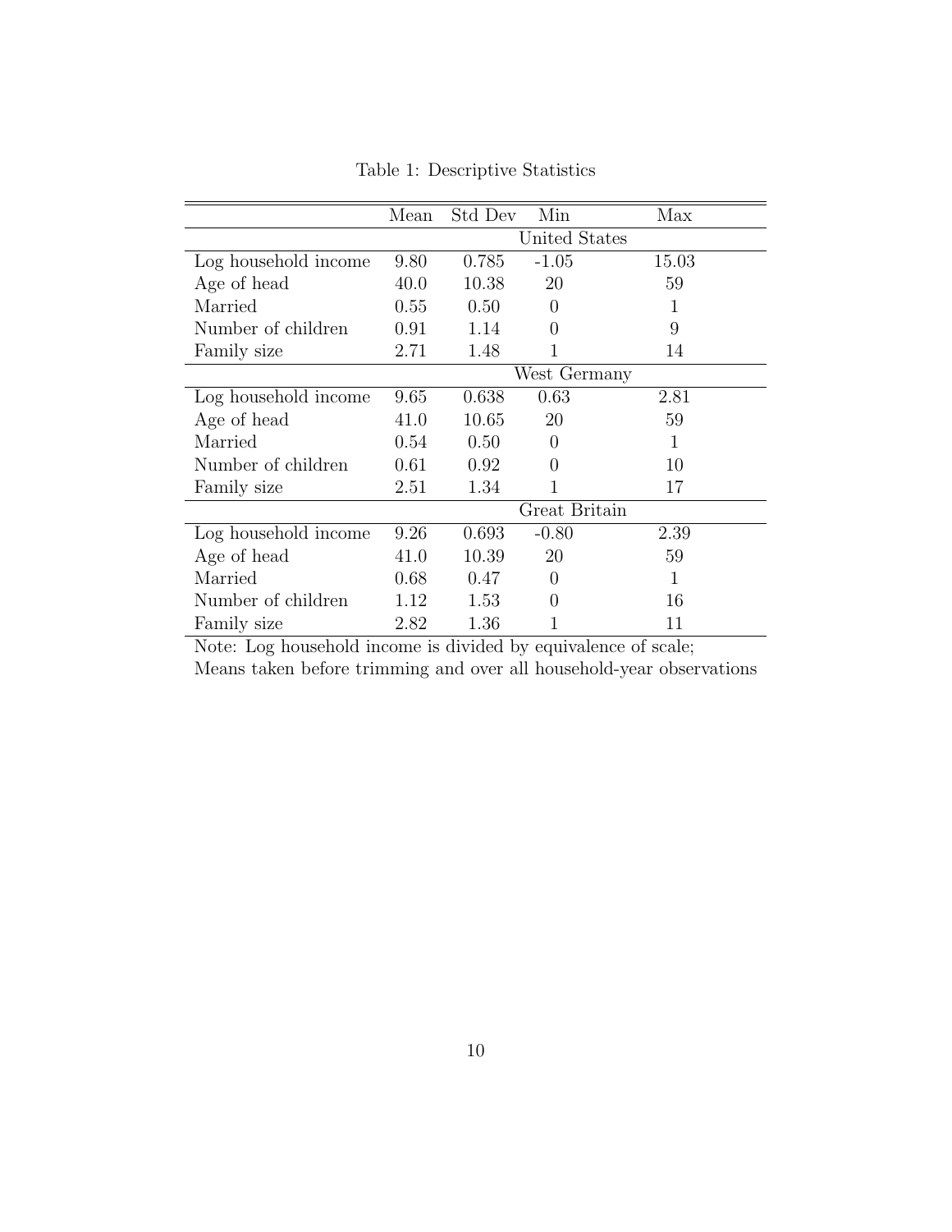Table 1: Descriptive Statistics

| | Mean | Std Dev | Min | Max |
|---|---|---|---|---|
| | United States | | | |
| Log household income | 9.80 | 0.785 | -1.05 | 15.03 |
| Age of head | 40.0 | 10.38 | 20 | 59 |
| Married | 0.55 | 0.50 | 0 | 1 |
| Number of children | 0.91 | 1.14 | 0 | 9 |
| Family size | 2.71 | 1.48 | 1 | 14 |
| | West Germany | | | |
| Log household income | 9.65 | 0.638 | 0.63 | 2.81 |
| Age of head | 41.0 | 10.65 | 20 | 59 |
| Married | 0.54 | 0.50 | 0 | 1 |
| Number of children | 0.61 | 0.92 | 0 | 10 |
| Family size | 2.51 | 1.34 | 1 | 17 |
| | Great Britain | | | |
| Log household income | 9.26 | 0.693 | -0.80 | 2.39 |
| Age of head | 41.0 | 10.39 | 20 | 59 |
| Married | 0.68 | 0.47 | 0 | 1 |
| Number of children | 1.12 | 1.53 | 0 | 16 |
| Family size | 2.82 | 1.36 | 1 | 11 |

Note: Log household income is divided by equivalence of scale;
Means taken before trimming and over all household-year observations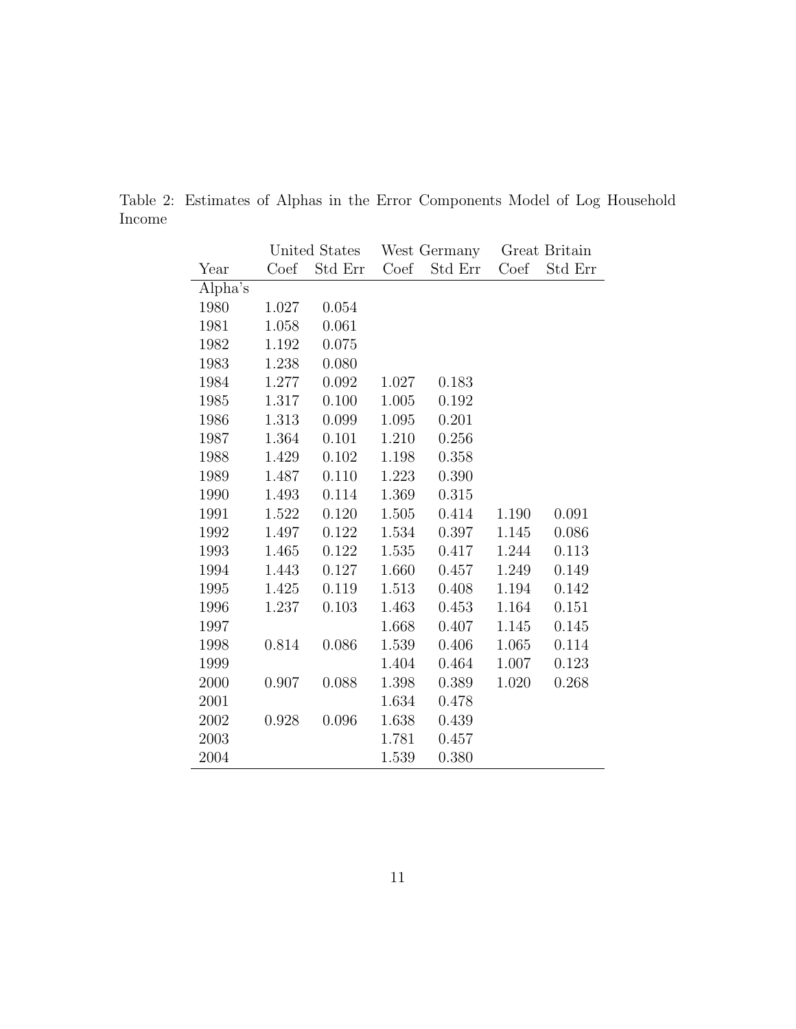Table 2: Estimates of Alphas in the Error Components Model of Log Household Income

| | United States | | West Germany | | Great Britain | |
|---|---|---|---|---|---|---|
| Year | Coef | Std Err | Coef | Std Err | Coef | Std Err |
| Alpha's | | | | | | |
| 1980 | 1.027 | 0.054 | | | | |
| 1981 | 1.058 | 0.061 | | | | |
| 1982 | 1.192 | 0.075 | | | | |
| 1983 | 1.238 | 0.080 | | | | |
| 1984 | 1.277 | 0.092 | 1.027 | 0.183 | | |
| 1985 | 1.317 | 0.100 | 1.005 | 0.192 | | |
| 1986 | 1.313 | 0.099 | 1.095 | 0.201 | | |
| 1987 | 1.364 | 0.101 | 1.210 | 0.256 | | |
| 1988 | 1.429 | 0.102 | 1.198 | 0.358 | | |
| 1989 | 1.487 | 0.110 | 1.223 | 0.390 | | |
| 1990 | 1.493 | 0.114 | 1.369 | 0.315 | | |
| 1991 | 1.522 | 0.120 | 1.505 | 0.414 | 1.190 | 0.091 |
| 1992 | 1.497 | 0.122 | 1.534 | 0.397 | 1.145 | 0.086 |
| 1993 | 1.465 | 0.122 | 1.535 | 0.417 | 1.244 | 0.113 |
| 1994 | 1.443 | 0.127 | 1.660 | 0.457 | 1.249 | 0.149 |
| 1995 | 1.425 | 0.119 | 1.513 | 0.408 | 1.194 | 0.142 |
| 1996 | 1.237 | 0.103 | 1.463 | 0.453 | 1.164 | 0.151 |
| 1997 | | | 1.668 | 0.407 | 1.145 | 0.145 |
| 1998 | 0.814 | 0.086 | 1.539 | 0.406 | 1.065 | 0.114 |
| 1999 | | | 1.404 | 0.464 | 1.007 | 0.123 |
| 2000 | 0.907 | 0.088 | 1.398 | 0.389 | 1.020 | 0.268 |
| 2001 | | | 1.634 | 0.478 | | |
| 2002 | 0.928 | 0.096 | 1.638 | 0.439 | | |
| 2003 | | | 1.781 | 0.457 | | |
| 2004 | | | 1.539 | 0.380 | | |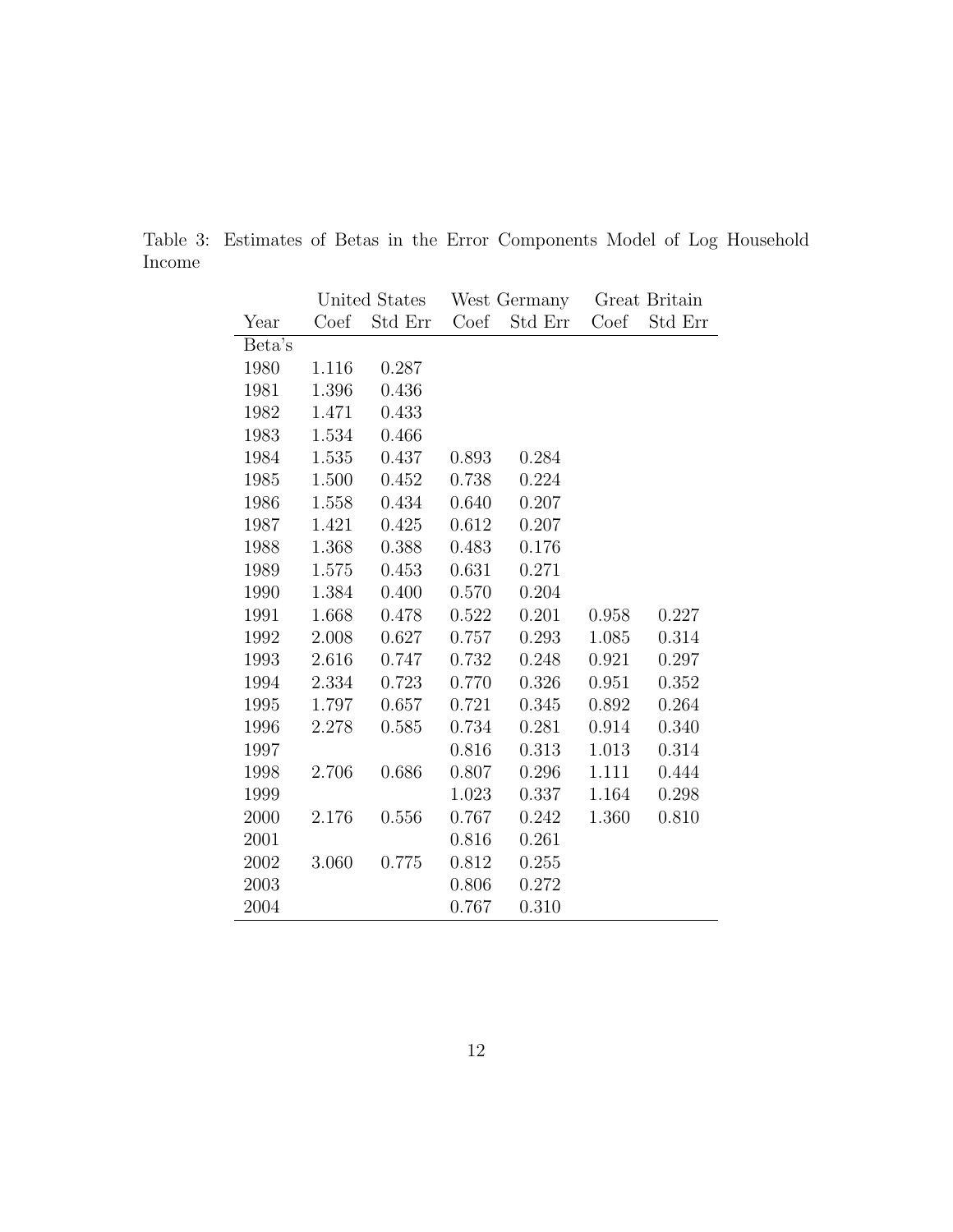Table 3: Estimates of Betas in the Error Components Model of Log Household Income

| | United States | | West Germany | | Great Britain | |
|---|---|---|---|---|---|---|
| Year | Coef | Std Err | Coef | Std Err | Coef | Std Err |
| Beta's | | | | | | |
| 1980 | 1.116 | 0.287 | | | | |
| 1981 | 1.396 | 0.436 | | | | |
| 1982 | 1.471 | 0.433 | | | | |
| 1983 | 1.534 | 0.466 | | | | |
| 1984 | 1.535 | 0.437 | 0.893 | 0.284 | | |
| 1985 | 1.500 | 0.452 | 0.738 | 0.224 | | |
| 1986 | 1.558 | 0.434 | 0.640 | 0.207 | | |
| 1987 | 1.421 | 0.425 | 0.612 | 0.207 | | |
| 1988 | 1.368 | 0.388 | 0.483 | 0.176 | | |
| 1989 | 1.575 | 0.453 | 0.631 | 0.271 | | |
| 1990 | 1.384 | 0.400 | 0.570 | 0.204 | | |
| 1991 | 1.668 | 0.478 | 0.522 | 0.201 | 0.958 | 0.227 |
| 1992 | 2.008 | 0.627 | 0.757 | 0.293 | 1.085 | 0.314 |
| 1993 | 2.616 | 0.747 | 0.732 | 0.248 | 0.921 | 0.297 |
| 1994 | 2.334 | 0.723 | 0.770 | 0.326 | 0.951 | 0.352 |
| 1995 | 1.797 | 0.657 | 0.721 | 0.345 | 0.892 | 0.264 |
| 1996 | 2.278 | 0.585 | 0.734 | 0.281 | 0.914 | 0.340 |
| 1997 | | | 0.816 | 0.313 | 1.013 | 0.314 |
| 1998 | 2.706 | 0.686 | 0.807 | 0.296 | 1.111 | 0.444 |
| 1999 | | | 1.023 | 0.337 | 1.164 | 0.298 |
| 2000 | 2.176 | 0.556 | 0.767 | 0.242 | 1.360 | 0.810 |
| 2001 | | | 0.816 | 0.261 | | |
| 2002 | 3.060 | 0.775 | 0.812 | 0.255 | | |
| 2003 | | | 0.806 | 0.272 | | |
| 2004 | | | 0.767 | 0.310 | | |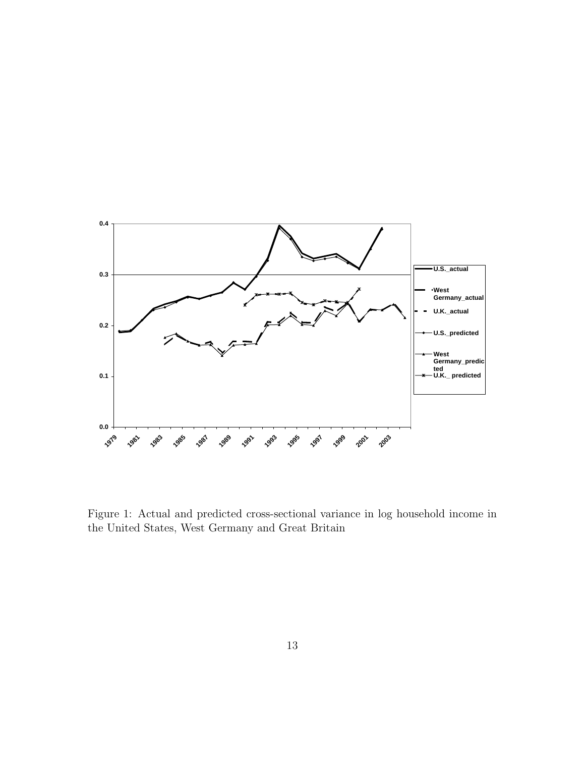Figure 1: Actual and predicted cross-sectional variance in log household income in the United States, West Germany and Great Britain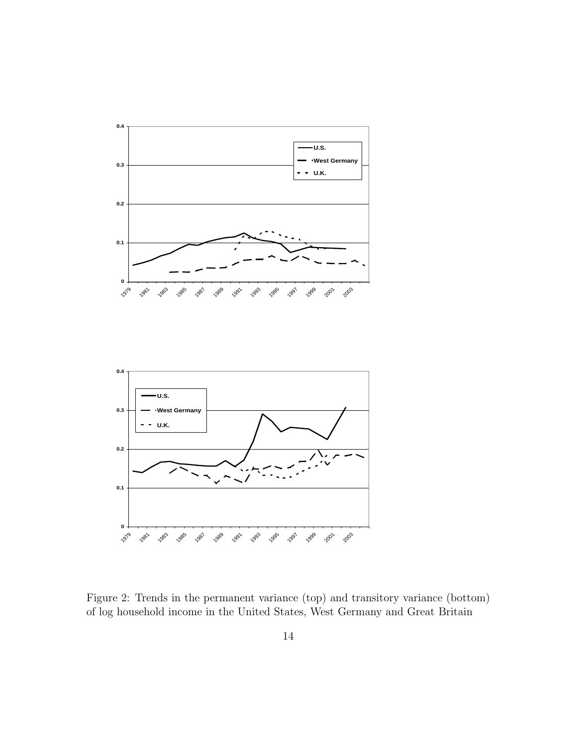Figure 2: Trends in the permanent variance (top) and transitory variance (bottom) of log household income in the United States, West Germany and Great Britain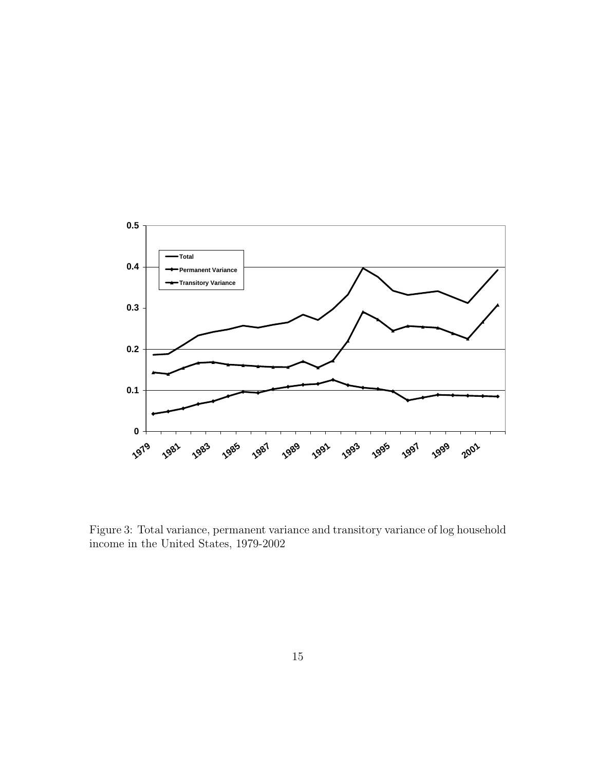Figure 3: Total variance, permanent variance and transitory variance of log household income in the United States, 1979-2002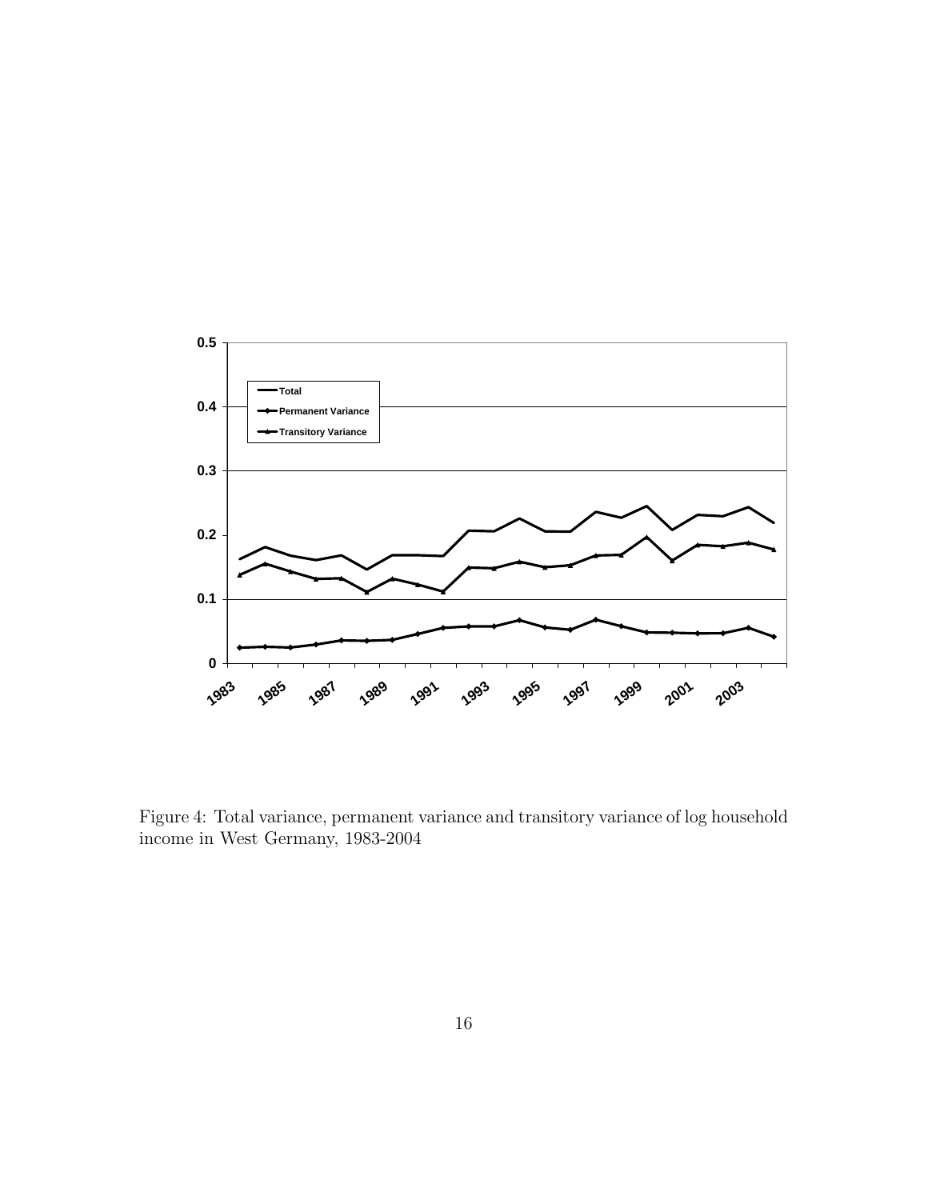Figure 4: Total variance, permanent variance and transitory variance of log household income in West Germany, 1983-2004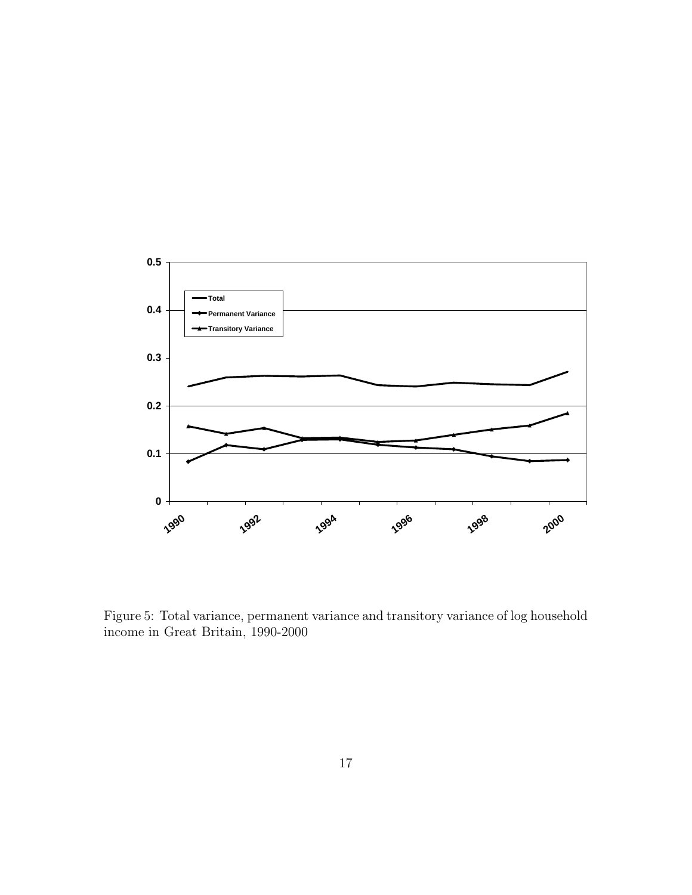Figure 5: Total variance, permanent variance and transitory variance of log household income in Great Britain, 1990-2000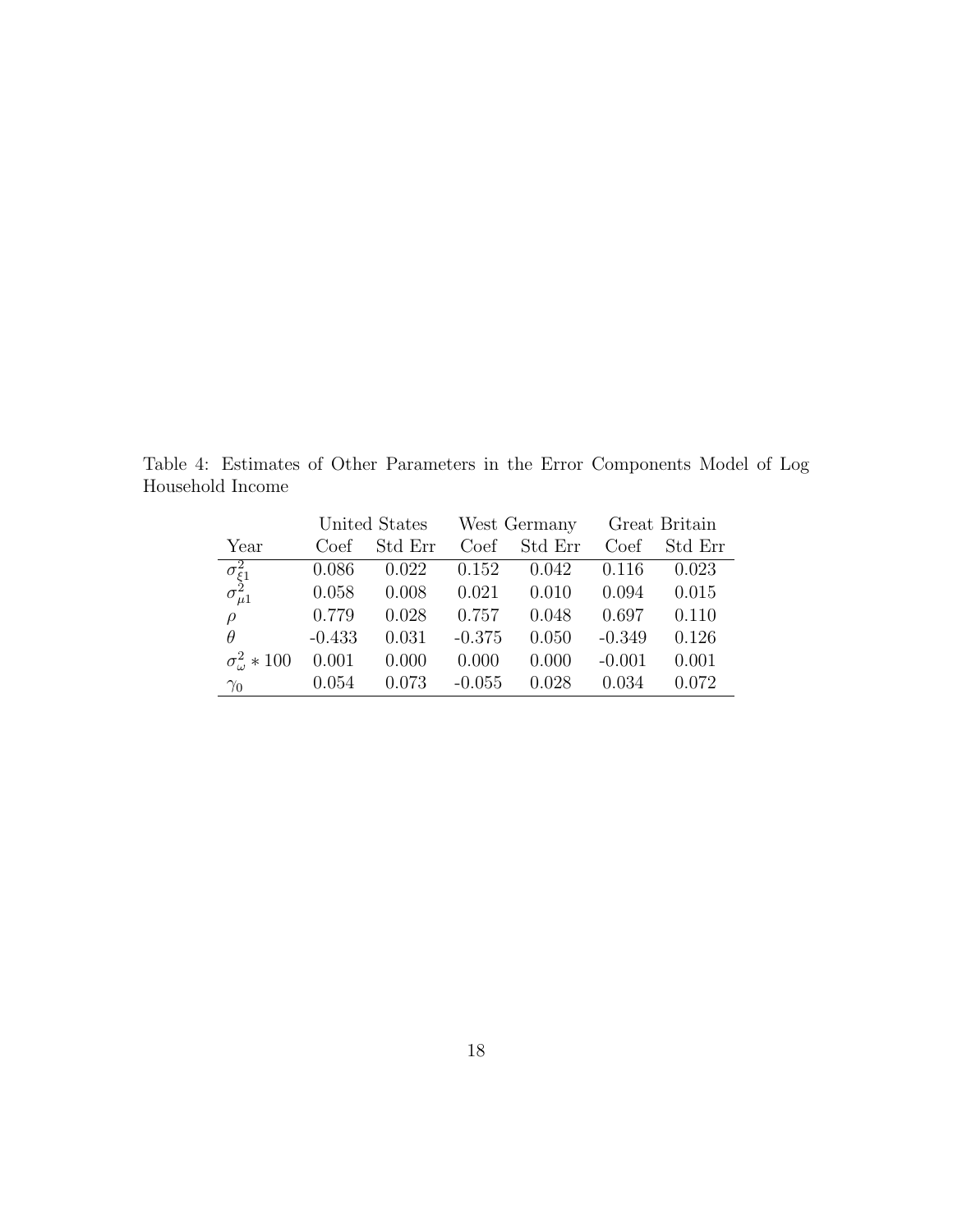Table 4: Estimates of Other Parameters in the Error Components Model of Log Household Income

| | United States | | West Germany | | Great Britain | |
|---|---|---|---|---|---|---|
| Year | Coef | Std Err | Coef | Std Err | Coef | Std Err |
| $\sigma^2_{\xi 1}$ | 0.086 | 0.022 | 0.152 | 0.042 | 0.116 | 0.023 |
| $\sigma^2_{\mu 1}$ | 0.058 | 0.008 | 0.021 | 0.010 | 0.094 | 0.015 |
| $\rho$ | 0.779 | 0.028 | 0.757 | 0.048 | 0.697 | 0.110 |
| $\theta$ | -0.433 | 0.031 | -0.375 | 0.050 | -0.349 | 0.126 |
| $\sigma^2_{\omega} * 100$ | 0.001 | 0.000 | 0.000 | 0.000 | -0.001 | 0.001 |
| $\gamma_0$ | 0.054 | 0.073 | -0.055 | 0.028 | 0.034 | 0.072 |